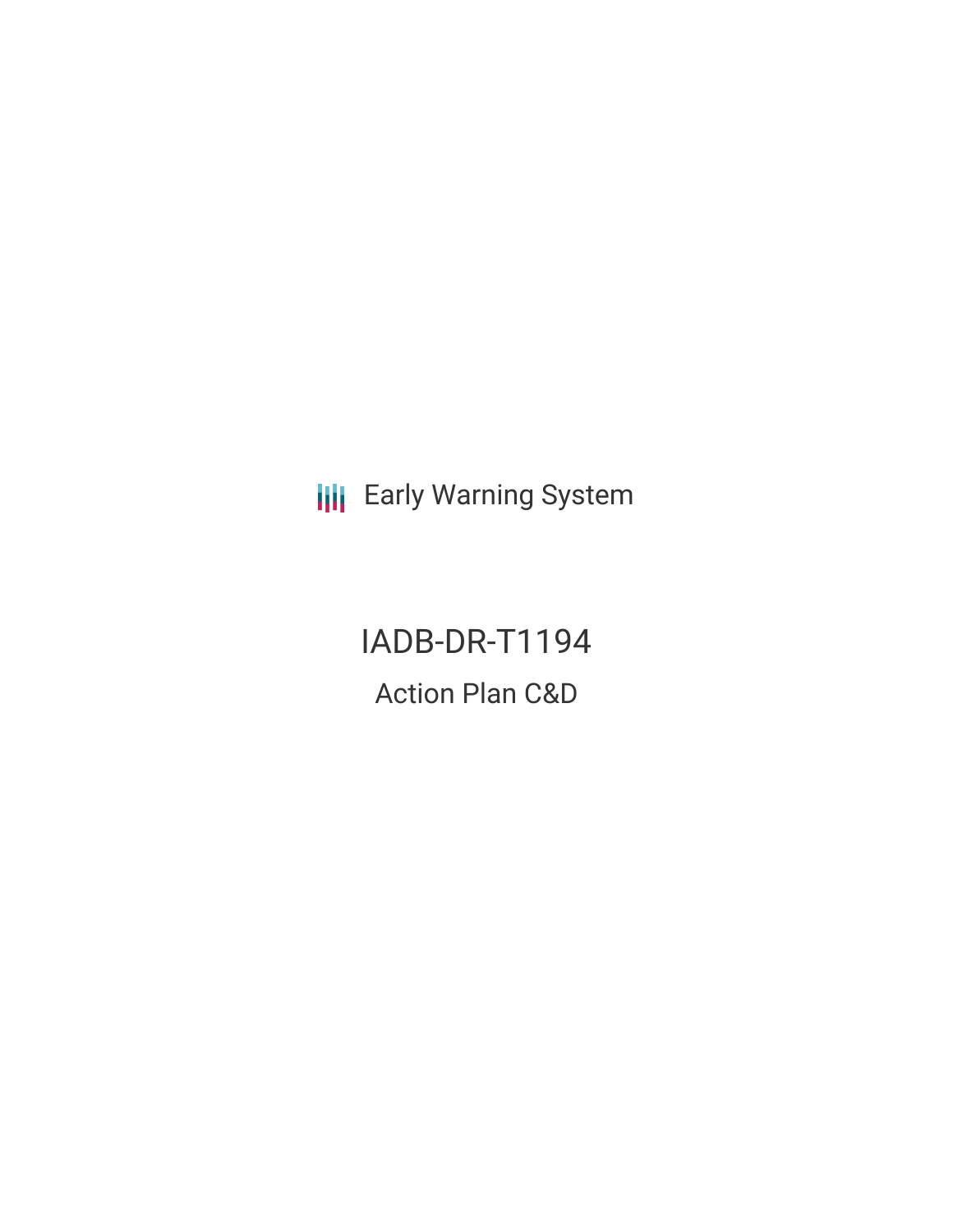Early Warning System

# IADB-DR-T1194

## Action Plan C&D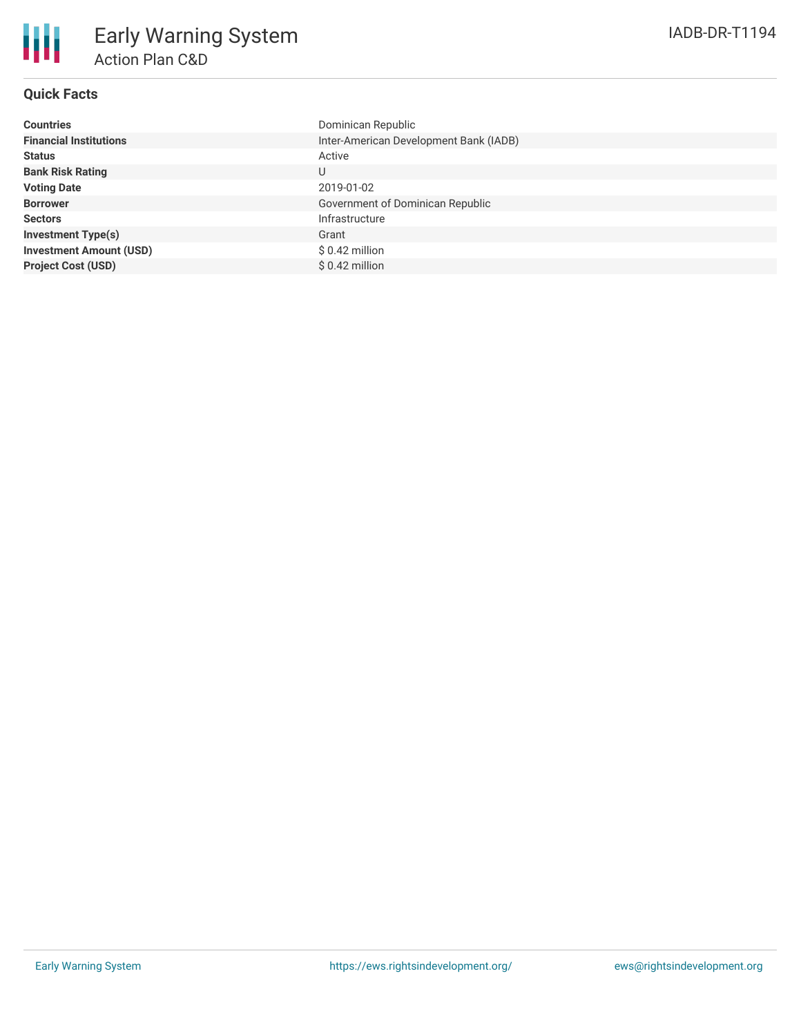# Early Warning System

## Action Plan C&D

IADB-DR-T1194

### Quick Facts

| | |
|---|---|
| **Countries** | Dominican Republic |
| **Financial Institutions** | Inter-American Development Bank (IADB) |
| **Status** | Active |
| **Bank Risk Rating** | U |
| **Voting Date** | 2019-01-02 |
| **Borrower** | Government of Dominican Republic |
| **Sectors** | Infrastructure |
| **Investment Type(s)** | Grant |
| **Investment Amount (USD)** | $ 0.42 million |
| **Project Cost (USD)** | $ 0.42 million |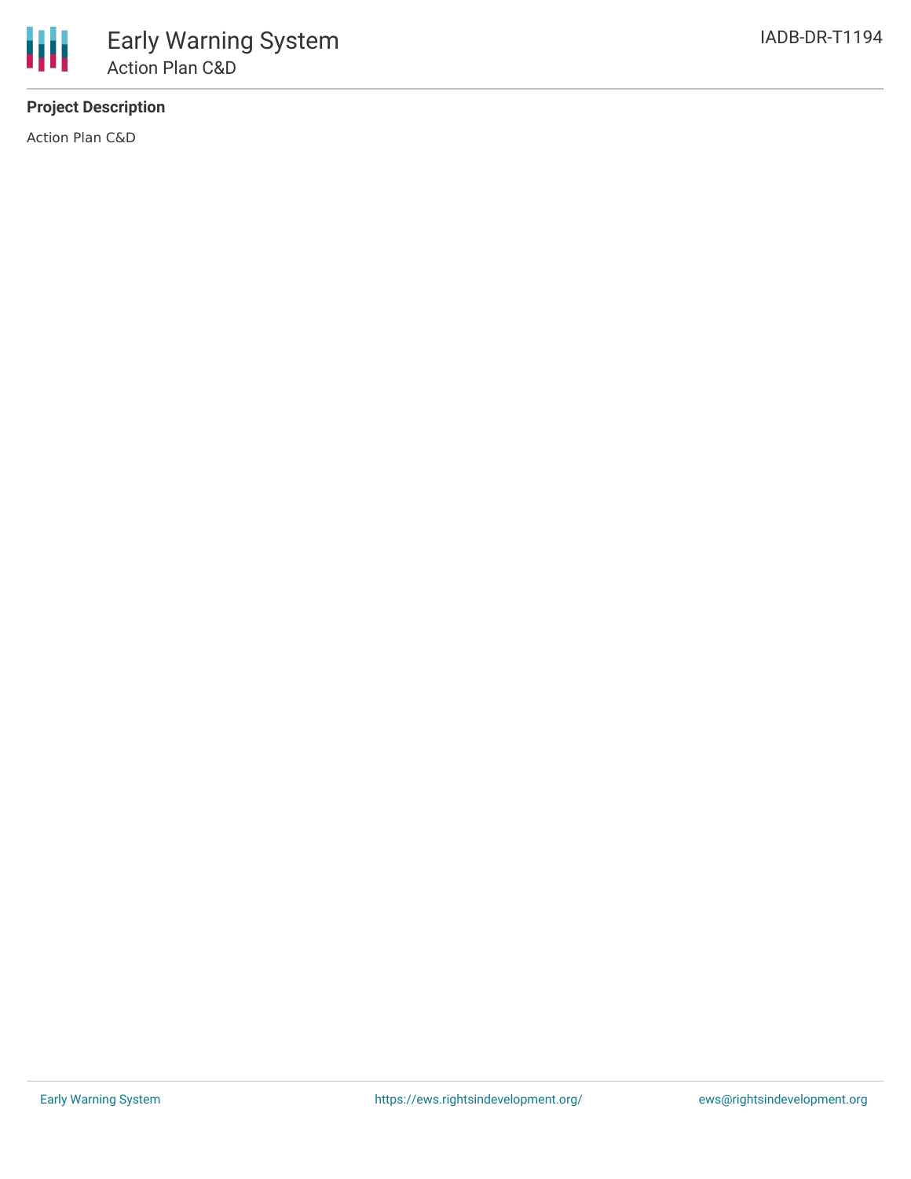**Project Description**

Action Plan C&D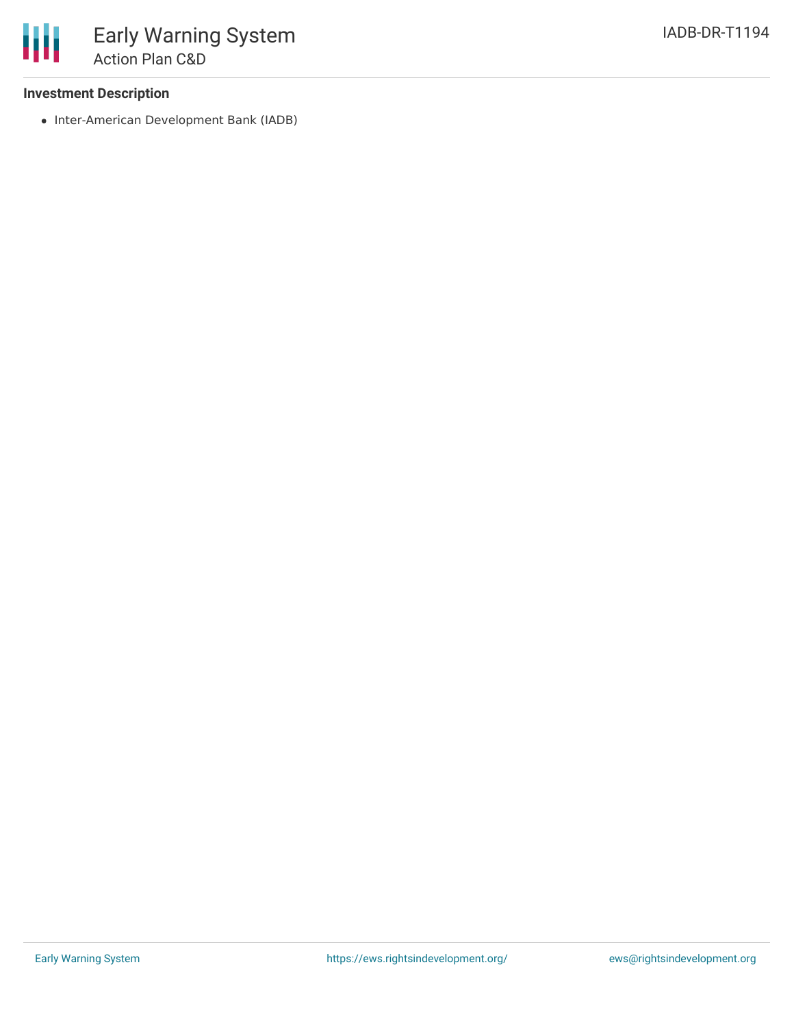### Investment Description

- Inter-American Development Bank (IADB)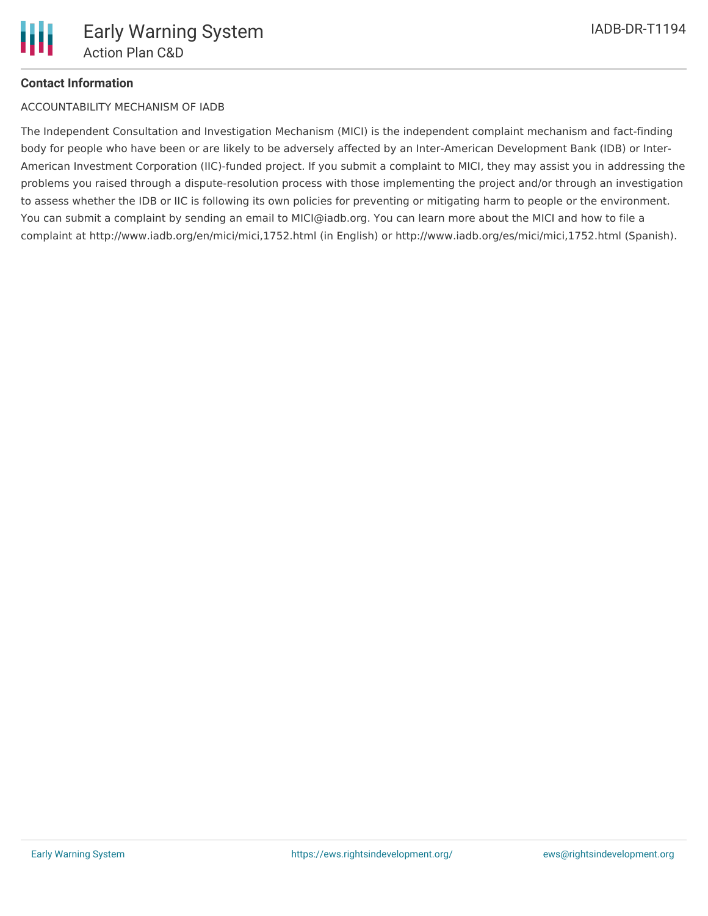**Contact Information**

ACCOUNTABILITY MECHANISM OF IADB

The Independent Consultation and Investigation Mechanism (MICI) is the independent complaint mechanism and fact-finding body for people who have been or are likely to be adversely affected by an Inter-American Development Bank (IDB) or Inter-American Investment Corporation (IIC)-funded project. If you submit a complaint to MICI, they may assist you in addressing the problems you raised through a dispute-resolution process with those implementing the project and/or through an investigation to assess whether the IDB or IIC is following its own policies for preventing or mitigating harm to people or the environment. You can submit a complaint by sending an email to MICI@iadb.org. You can learn more about the MICI and how to file a complaint at http://www.iadb.org/en/mici/mici,1752.html (in English) or http://www.iadb.org/es/mici/mici,1752.html (Spanish).